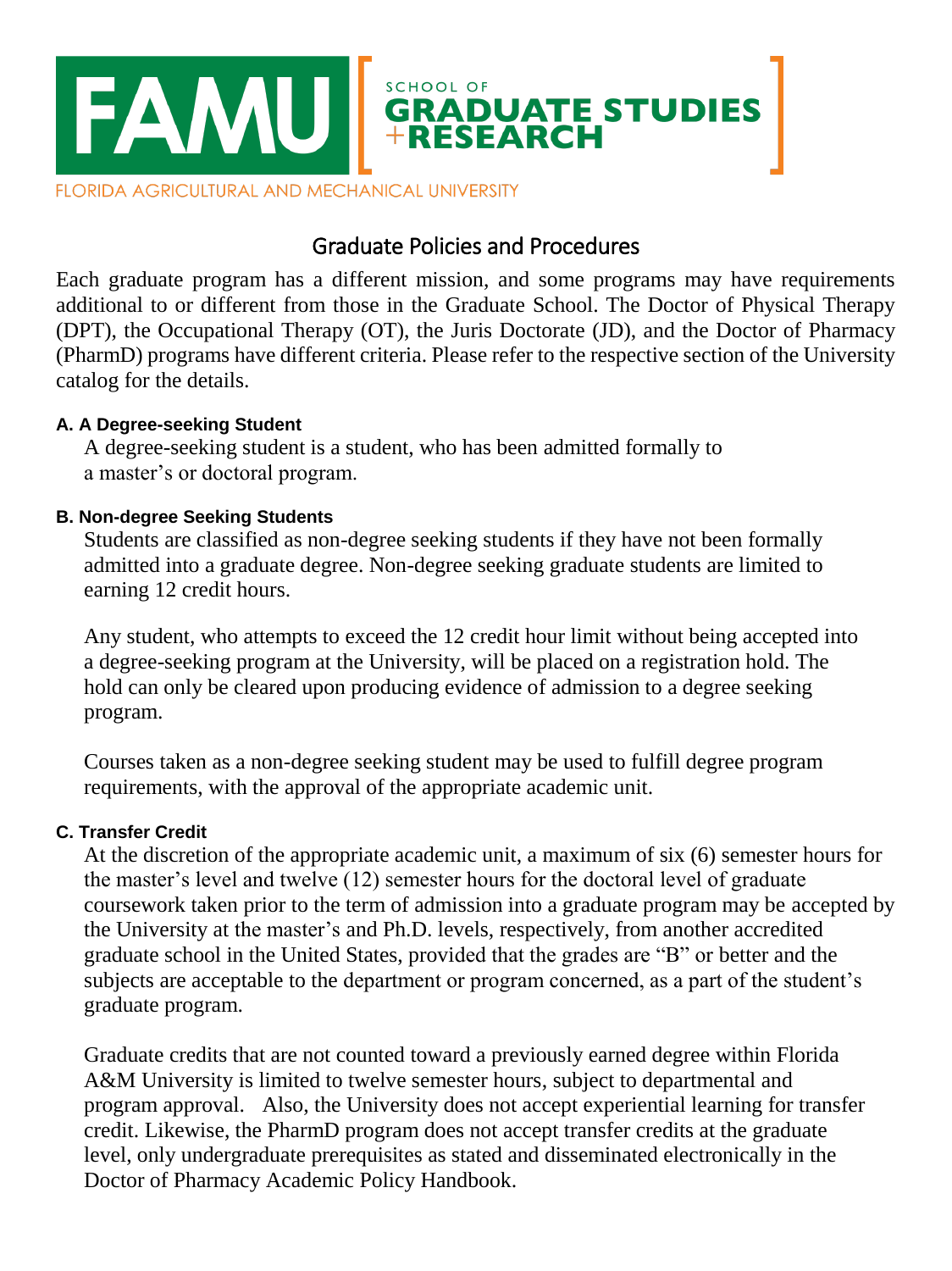FAMU SCHOOL OF GRADUATE STUDIES + RESEARCH

FLORIDA AGRICULTURAL AND MECHANICAL UNIVERSITY

# Graduate Policies and Procedures

Each graduate program has a different mission, and some programs may have requirements additional to or different from those in the Graduate School. The Doctor of Physical Therapy (DPT), the Occupational Therapy (OT), the Juris Doctorate (JD), and the Doctor of Pharmacy (PharmD) programs have different criteria. Please refer to the respective section of the University catalog for the details.

### A. A Degree-seeking Student

A degree-seeking student is a student, who has been admitted formally to a master's or doctoral program.

### B. Non-degree Seeking Students

Students are classified as non-degree seeking students if they have not been formally admitted into a graduate degree. Non-degree seeking graduate students are limited to earning 12 credit hours.

Any student, who attempts to exceed the 12 credit hour limit without being accepted into a degree-seeking program at the University, will be placed on a registration hold. The hold can only be cleared upon producing evidence of admission to a degree seeking program.

Courses taken as a non-degree seeking student may be used to fulfill degree program requirements, with the approval of the appropriate academic unit.

### C. Transfer Credit

At the discretion of the appropriate academic unit, a maximum of six (6) semester hours for the master's level and twelve (12) semester hours for the doctoral level of graduate coursework taken prior to the term of admission into a graduate program may be accepted by the University at the master's and Ph.D. levels, respectively, from another accredited graduate school in the United States, provided that the grades are "B" or better and the subjects are acceptable to the department or program concerned, as a part of the student's graduate program.

Graduate credits that are not counted toward a previously earned degree within Florida A&M University is limited to twelve semester hours, subject to departmental and program approval. Also, the University does not accept experiential learning for transfer credit. Likewise, the PharmD program does not accept transfer credits at the graduate level, only undergraduate prerequisites as stated and disseminated electronically in the Doctor of Pharmacy Academic Policy Handbook.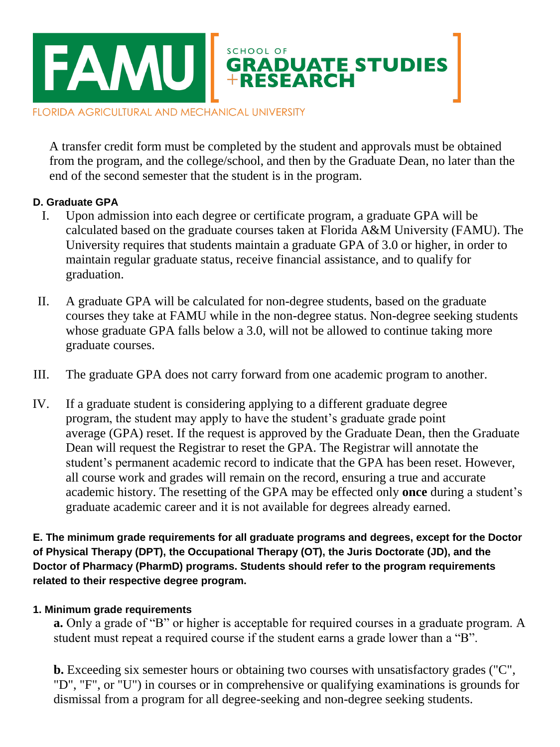A transfer credit form must be completed by the student and approvals must be obtained from the program, and the college/school, and then by the Graduate Dean, no later than the end of the second semester that the student is in the program.

#### D. Graduate GPA

I. Upon admission into each degree or certificate program, a graduate GPA will be calculated based on the graduate courses taken at Florida A&M University (FAMU). The University requires that students maintain a graduate GPA of 3.0 or higher, in order to maintain regular graduate status, receive financial assistance, and to qualify for graduation.

II. A graduate GPA will be calculated for non-degree students, based on the graduate courses they take at FAMU while in the non-degree status. Non-degree seeking students whose graduate GPA falls below a 3.0, will not be allowed to continue taking more graduate courses.

III. The graduate GPA does not carry forward from one academic program to another.

IV. If a graduate student is considering applying to a different graduate degree program, the student may apply to have the student's graduate grade point average (GPA) reset. If the request is approved by the Graduate Dean, then the Graduate Dean will request the Registrar to reset the GPA. The Registrar will annotate the student's permanent academic record to indicate that the GPA has been reset. However, all course work and grades will remain on the record, ensuring a true and accurate academic history. The resetting of the GPA may be effected only **once** during a student's graduate academic career and it is not available for degrees already earned.

#### E. The minimum grade requirements for all graduate programs and degrees, except for the Doctor of Physical Therapy (DPT), the Occupational Therapy (OT), the Juris Doctorate (JD), and the Doctor of Pharmacy (PharmD) programs. Students should refer to the program requirements related to their respective degree program.

#### 1. Minimum grade requirements

**a.** Only a grade of "B" or higher is acceptable for required courses in a graduate program. A student must repeat a required course if the student earns a grade lower than a "B".

**b.** Exceeding six semester hours or obtaining two courses with unsatisfactory grades ("C", "D", "F", or "U") in courses or in comprehensive or qualifying examinations is grounds for dismissal from a program for all degree-seeking and non-degree seeking students.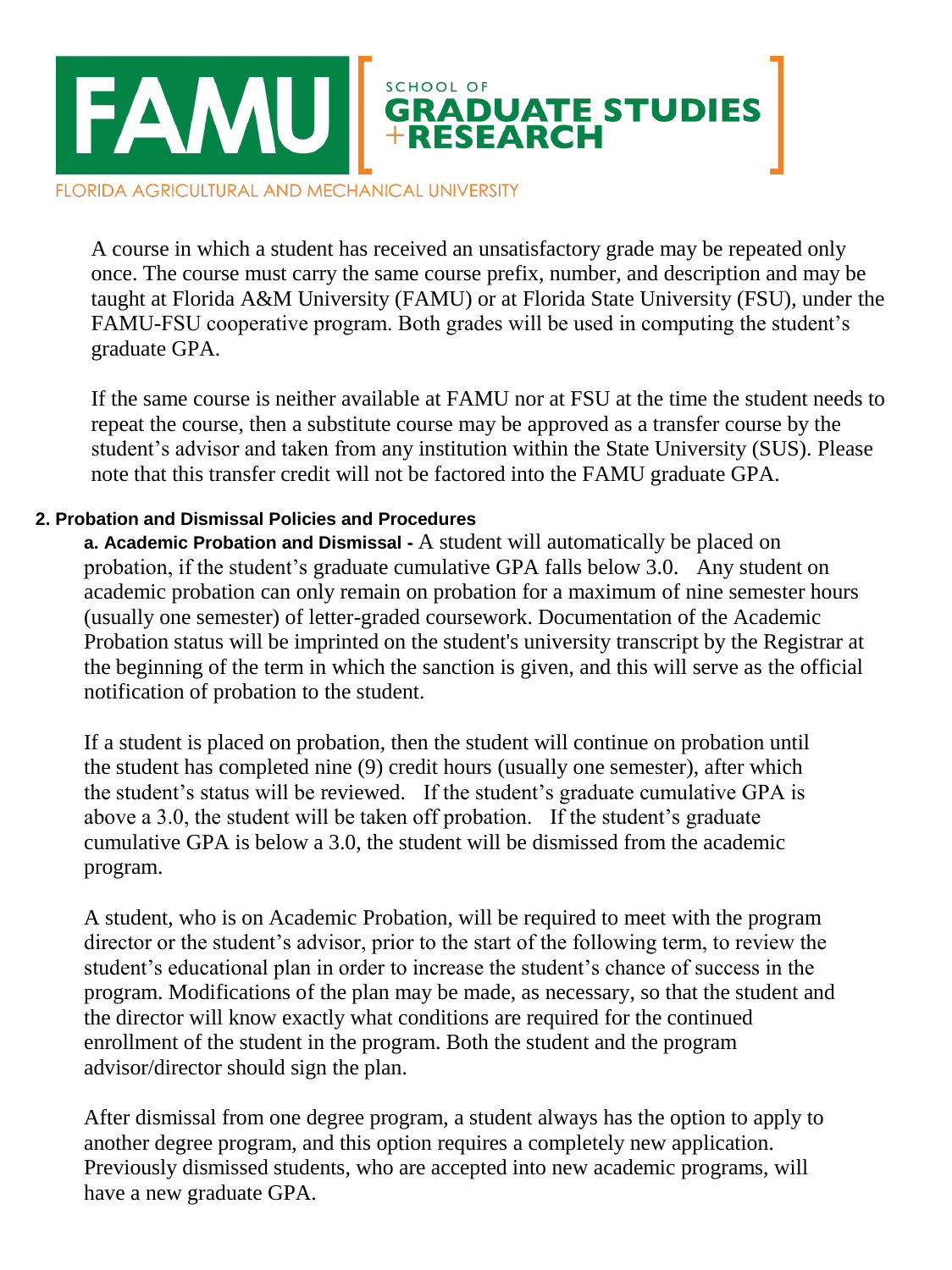A course in which a student has received an unsatisfactory grade may be repeated only once. The course must carry the same course prefix, number, and description and may be taught at Florida A&M University (FAMU) or at Florida State University (FSU), under the FAMU-FSU cooperative program. Both grades will be used in computing the student's graduate GPA.

If the same course is neither available at FAMU nor at FSU at the time the student needs to repeat the course, then a substitute course may be approved as a transfer course by the student's advisor and taken from any institution within the State University (SUS). Please note that this transfer credit will not be factored into the FAMU graduate GPA.

### 2. Probation and Dismissal Policies and Procedures

**a. Academic Probation and Dismissal -** A student will automatically be placed on probation, if the student's graduate cumulative GPA falls below 3.0. Any student on academic probation can only remain on probation for a maximum of nine semester hours (usually one semester) of letter-graded coursework. Documentation of the Academic Probation status will be imprinted on the student's university transcript by the Registrar at the beginning of the term in which the sanction is given, and this will serve as the official notification of probation to the student.

If a student is placed on probation, then the student will continue on probation until the student has completed nine (9) credit hours (usually one semester), after which the student's status will be reviewed. If the student's graduate cumulative GPA is above a 3.0, the student will be taken off probation. If the student's graduate cumulative GPA is below a 3.0, the student will be dismissed from the academic program.

A student, who is on Academic Probation, will be required to meet with the program director or the student's advisor, prior to the start of the following term, to review the student's educational plan in order to increase the student's chance of success in the program. Modifications of the plan may be made, as necessary, so that the student and the director will know exactly what conditions are required for the continued enrollment of the student in the program. Both the student and the program advisor/director should sign the plan.

After dismissal from one degree program, a student always has the option to apply to another degree program, and this option requires a completely new application. Previously dismissed students, who are accepted into new academic programs, will have a new graduate GPA.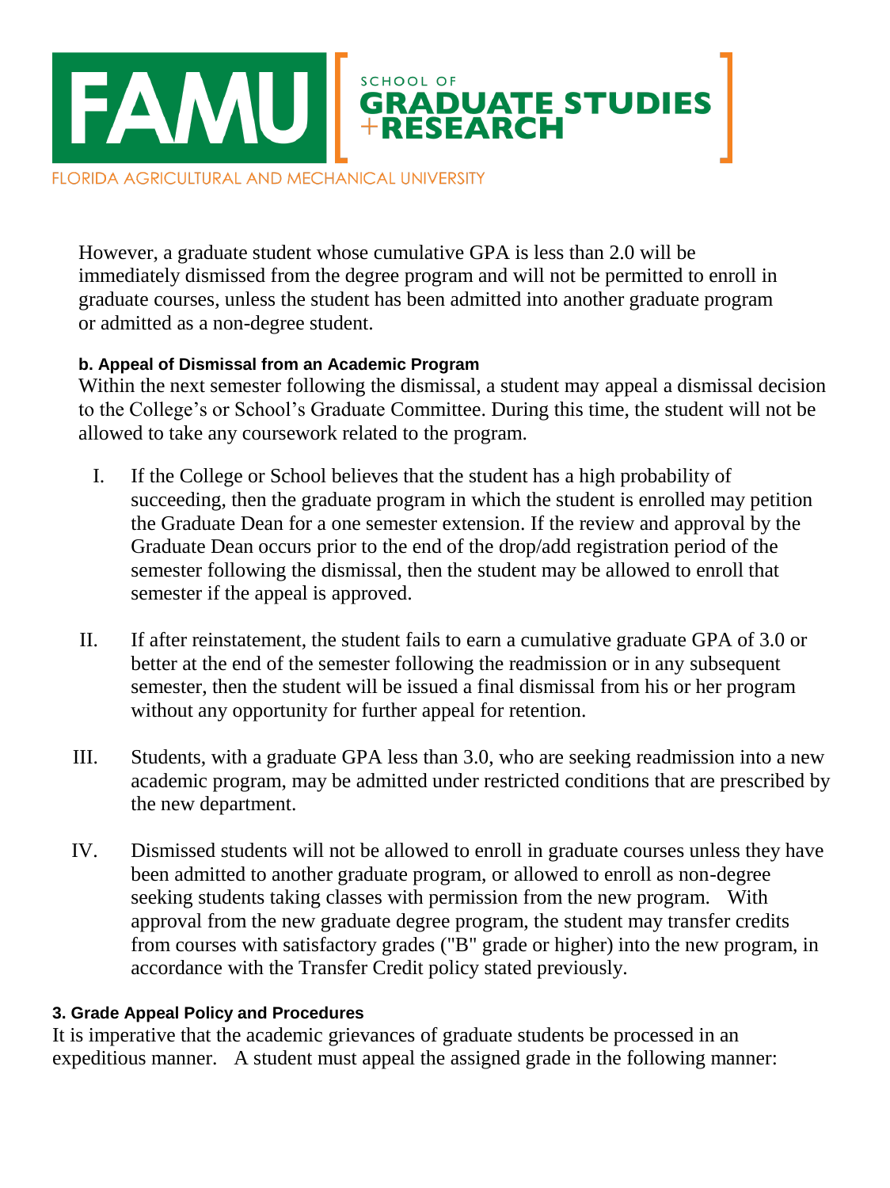However, a graduate student whose cumulative GPA is less than 2.0 will be immediately dismissed from the degree program and will not be permitted to enroll in graduate courses, unless the student has been admitted into another graduate program or admitted as a non-degree student.

#### b. Appeal of Dismissal from an Academic Program

Within the next semester following the dismissal, a student may appeal a dismissal decision to the College's or School's Graduate Committee. During this time, the student will not be allowed to take any coursework related to the program.

I. If the College or School believes that the student has a high probability of succeeding, then the graduate program in which the student is enrolled may petition the Graduate Dean for a one semester extension. If the review and approval by the Graduate Dean occurs prior to the end of the drop/add registration period of the semester following the dismissal, then the student may be allowed to enroll that semester if the appeal is approved.

II. If after reinstatement, the student fails to earn a cumulative graduate GPA of 3.0 or better at the end of the semester following the readmission or in any subsequent semester, then the student will be issued a final dismissal from his or her program without any opportunity for further appeal for retention.

III. Students, with a graduate GPA less than 3.0, who are seeking readmission into a new academic program, may be admitted under restricted conditions that are prescribed by the new department.

IV. Dismissed students will not be allowed to enroll in graduate courses unless they have been admitted to another graduate program, or allowed to enroll as non-degree seeking students taking classes with permission from the new program. With approval from the new graduate degree program, the student may transfer credits from courses with satisfactory grades ("B" grade or higher) into the new program, in accordance with the Transfer Credit policy stated previously.

### 3. Grade Appeal Policy and Procedures

It is imperative that the academic grievances of graduate students be processed in an expeditious manner. A student must appeal the assigned grade in the following manner: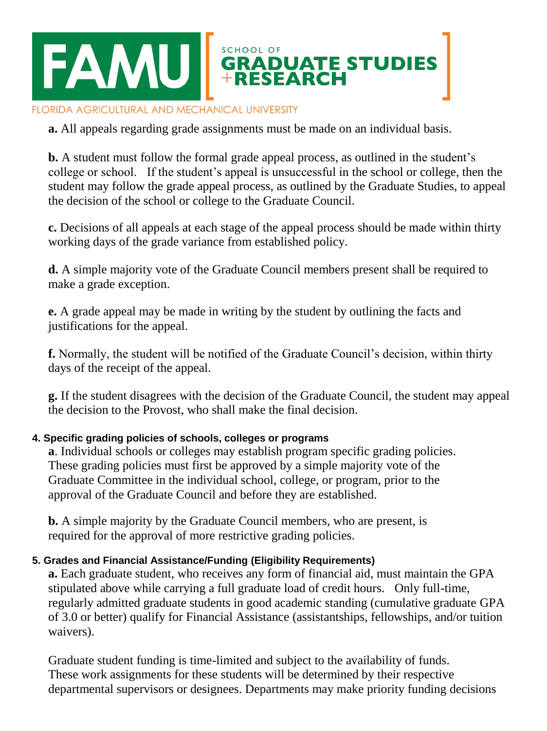**a.** All appeals regarding grade assignments must be made on an individual basis.

**b.** A student must follow the formal grade appeal process, as outlined in the student's college or school. If the student's appeal is unsuccessful in the school or college, then the student may follow the grade appeal process, as outlined by the Graduate Studies, to appeal the decision of the school or college to the Graduate Council.

**c.** Decisions of all appeals at each stage of the appeal process should be made within thirty working days of the grade variance from established policy.

**d.** A simple majority vote of the Graduate Council members present shall be required to make a grade exception.

**e.** A grade appeal may be made in writing by the student by outlining the facts and justifications for the appeal.

**f.** Normally, the student will be notified of the Graduate Council's decision, within thirty days of the receipt of the appeal.

**g.** If the student disagrees with the decision of the Graduate Council, the student may appeal the decision to the Provost, who shall make the final decision.

**4. Specific grading policies of schools, colleges or programs**

**a**. Individual schools or colleges may establish program specific grading policies. These grading policies must first be approved by a simple majority vote of the Graduate Committee in the individual school, college, or program, prior to the approval of the Graduate Council and before they are established.

**b.** A simple majority by the Graduate Council members, who are present, is required for the approval of more restrictive grading policies.

**5. Grades and Financial Assistance/Funding (Eligibility Requirements)**

**a.** Each graduate student, who receives any form of financial aid, must maintain the GPA stipulated above while carrying a full graduate load of credit hours. Only full-time, regularly admitted graduate students in good academic standing (cumulative graduate GPA of 3.0 or better) qualify for Financial Assistance (assistantships, fellowships, and/or tuition waivers).

Graduate student funding is time-limited and subject to the availability of funds. These work assignments for these students will be determined by their respective departmental supervisors or designees. Departments may make priority funding decisions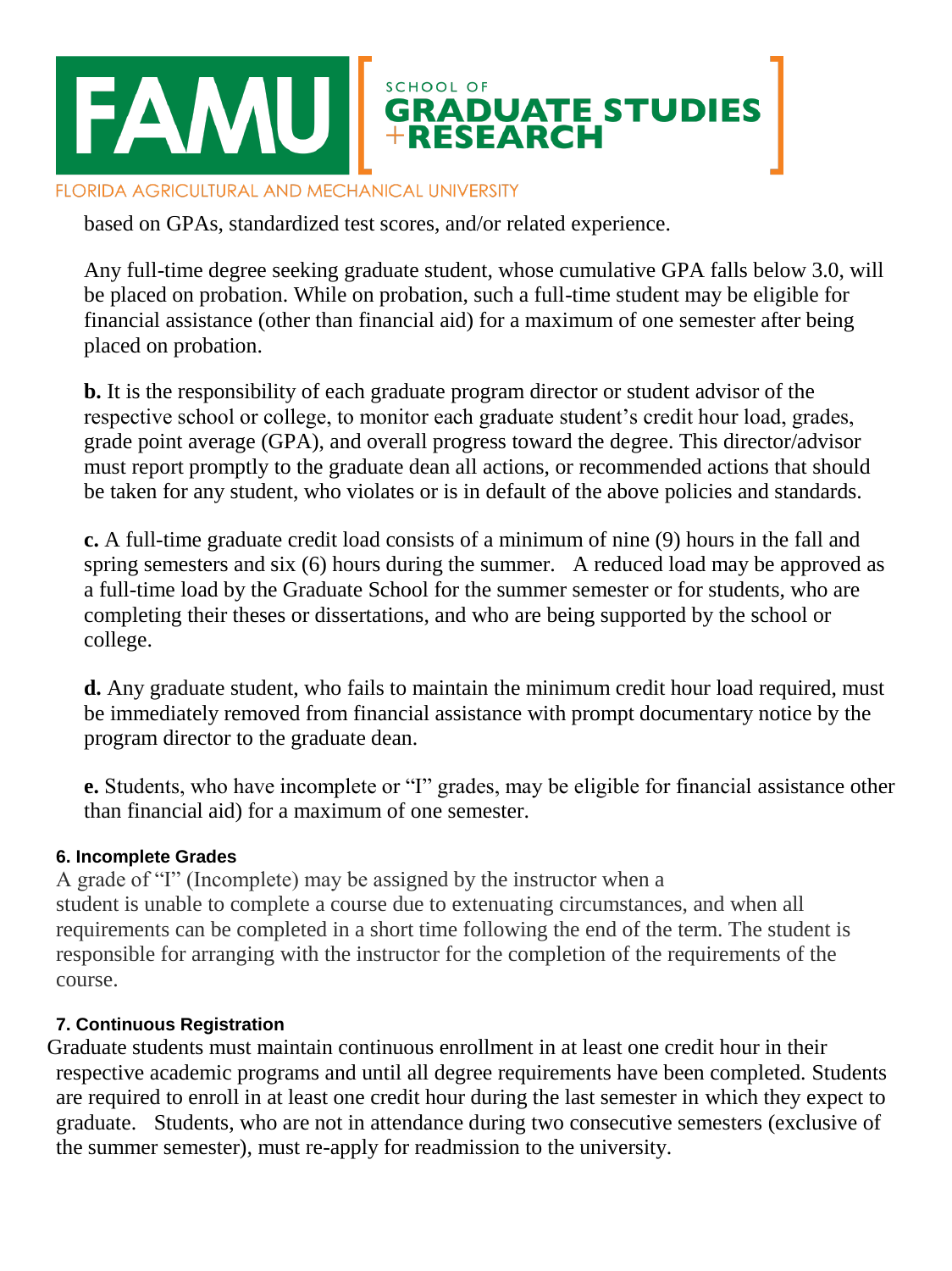based on GPAs, standardized test scores, and/or related experience.

Any full-time degree seeking graduate student, whose cumulative GPA falls below 3.0, will be placed on probation. While on probation, such a full-time student may be eligible for financial assistance (other than financial aid) for a maximum of one semester after being placed on probation.

**b.** It is the responsibility of each graduate program director or student advisor of the respective school or college, to monitor each graduate student's credit hour load, grades, grade point average (GPA), and overall progress toward the degree. This director/advisor must report promptly to the graduate dean all actions, or recommended actions that should be taken for any student, who violates or is in default of the above policies and standards.

**c.** A full-time graduate credit load consists of a minimum of nine (9) hours in the fall and spring semesters and six (6) hours during the summer. A reduced load may be approved as a full-time load by the Graduate School for the summer semester or for students, who are completing their theses or dissertations, and who are being supported by the school or college.

**d.** Any graduate student, who fails to maintain the minimum credit hour load required, must be immediately removed from financial assistance with prompt documentary notice by the program director to the graduate dean.

**e.** Students, who have incomplete or "I" grades, may be eligible for financial assistance other than financial aid) for a maximum of one semester.

### 6. Incomplete Grades

A grade of "I" (Incomplete) may be assigned by the instructor when a student is unable to complete a course due to extenuating circumstances, and when all requirements can be completed in a short time following the end of the term. The student is responsible for arranging with the instructor for the completion of the requirements of the course.

### 7. Continuous Registration

Graduate students must maintain continuous enrollment in at least one credit hour in their respective academic programs and until all degree requirements have been completed. Students are required to enroll in at least one credit hour during the last semester in which they expect to graduate. Students, who are not in attendance during two consecutive semesters (exclusive of the summer semester), must re-apply for readmission to the university.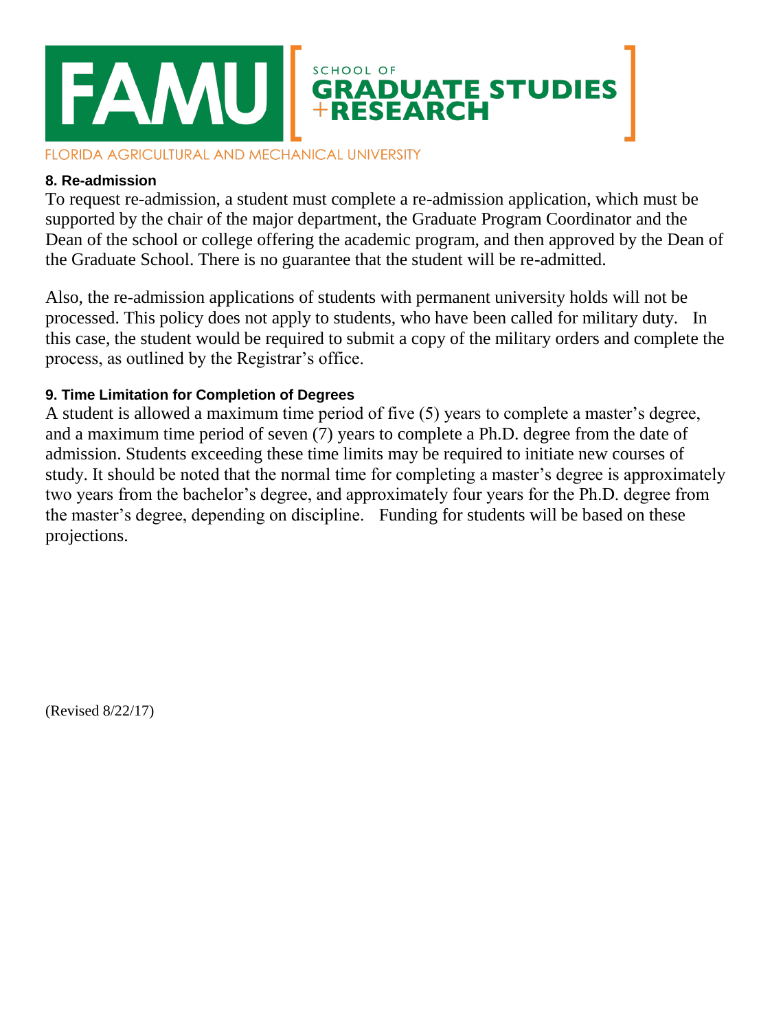## 8. Re-admission

To request re-admission, a student must complete a re-admission application, which must be supported by the chair of the major department, the Graduate Program Coordinator and the Dean of the school or college offering the academic program, and then approved by the Dean of the Graduate School. There is no guarantee that the student will be re-admitted.

Also, the re-admission applications of students with permanent university holds will not be processed. This policy does not apply to students, who have been called for military duty. In this case, the student would be required to submit a copy of the military orders and complete the process, as outlined by the Registrar's office.

## 9. Time Limitation for Completion of Degrees

A student is allowed a maximum time period of five (5) years to complete a master's degree, and a maximum time period of seven (7) years to complete a Ph.D. degree from the date of admission. Students exceeding these time limits may be required to initiate new courses of study. It should be noted that the normal time for completing a master's degree is approximately two years from the bachelor's degree, and approximately four years for the Ph.D. degree from the master's degree, depending on discipline. Funding for students will be based on these projections.

(Revised 8/22/17)